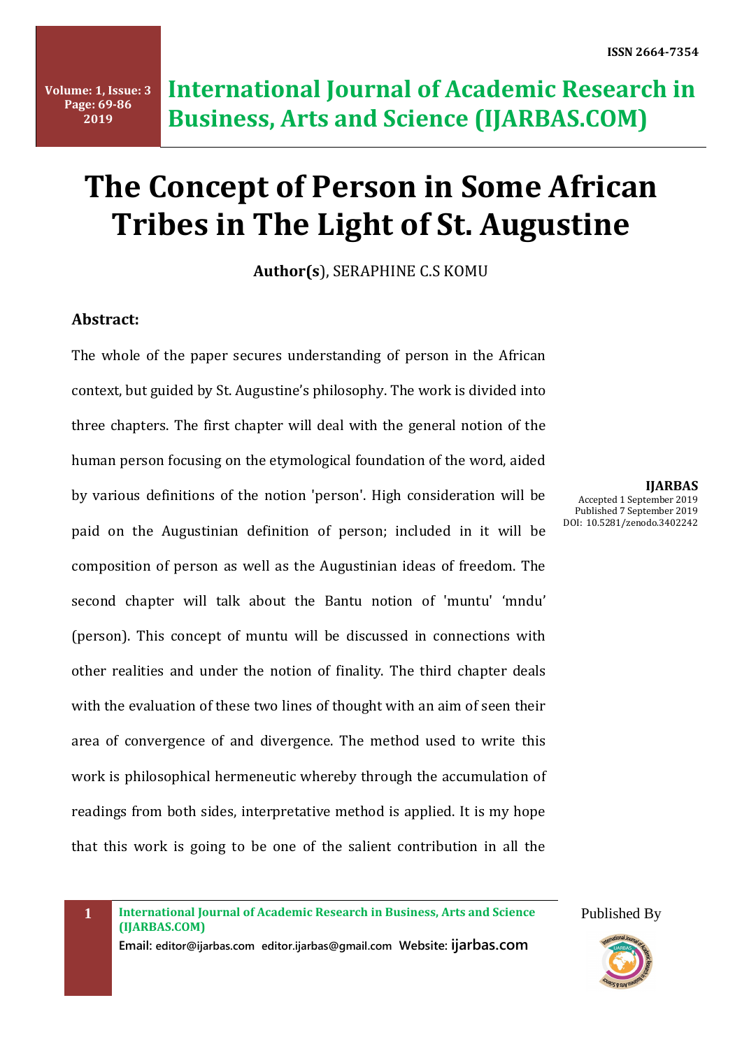# The Concept of Person in Some African Tribes in The Light of St. Augustine

**Author(s)**, SERAPHINE C.S KOMU

**IJARBAS**
Accepted 1 September 2019
Published 7 September 2019
DOI: 10.5281/zenodo.3402242

### Abstract:

The whole of the paper secures understanding of person in the African context, but guided by St. Augustine's philosophy. The work is divided into three chapters. The first chapter will deal with the general notion of the human person focusing on the etymological foundation of the word, aided by various definitions of the notion 'person'. High consideration will be paid on the Augustinian definition of person; included in it will be composition of person as well as the Augustinian ideas of freedom. The second chapter will talk about the Bantu notion of 'muntu' 'mndu' (person). This concept of muntu will be discussed in connections with other realities and under the notion of finality. The third chapter deals with the evaluation of these two lines of thought with an aim of seen their area of convergence of and divergence. The method used to write this work is philosophical hermeneutic whereby through the accumulation of readings from both sides, interpretative method is applied. It is my hope that this work is going to be one of the salient contribution in all the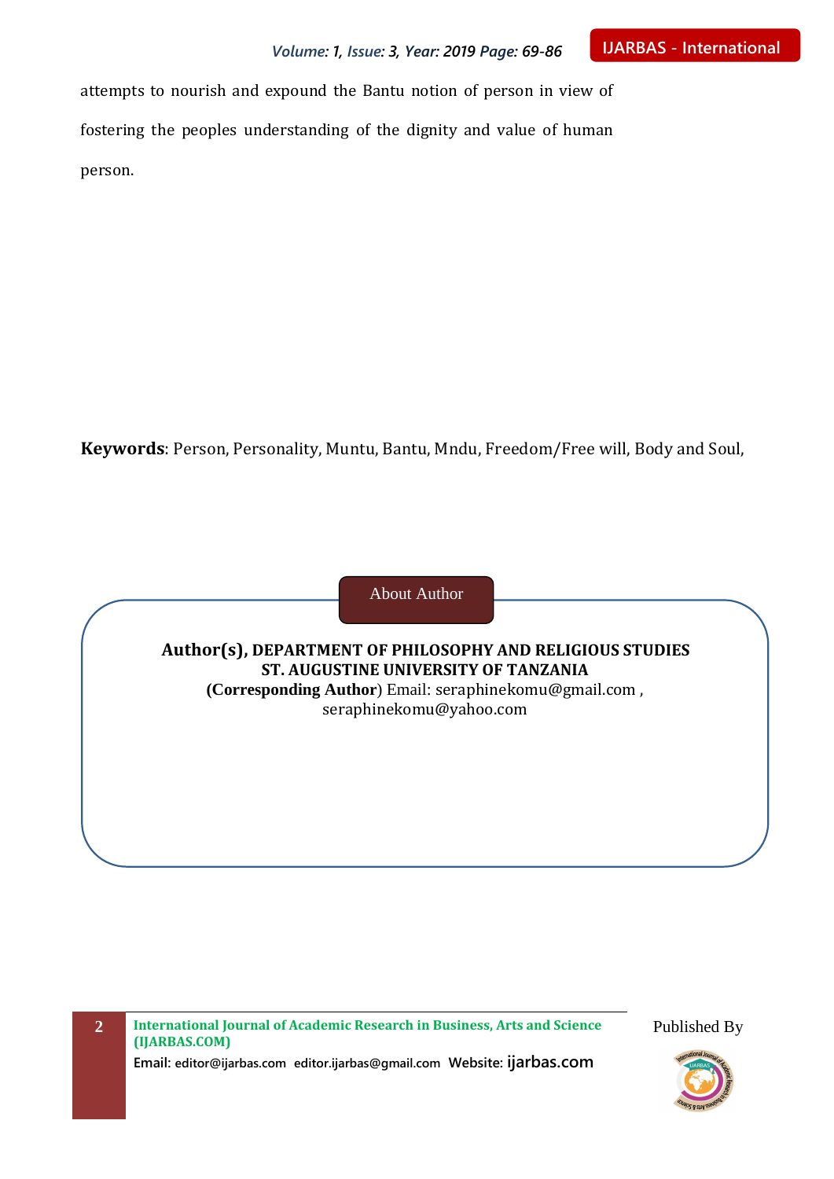attempts to nourish and expound the Bantu notion of person in view of fostering the peoples understanding of the dignity and value of human person.

**Keywords**: Person, Personality, Muntu, Bantu, Mndu, Freedom/Free will, Body and Soul,

About Author

**Author(s), DEPARTMENT OF PHILOSOPHY AND RELIGIOUS STUDIES**
**ST. AUGUSTINE UNIVERSITY OF TANZANIA**
**(Corresponding Author**) Email: seraphinekomu@gmail.com , seraphinekomu@yahoo.com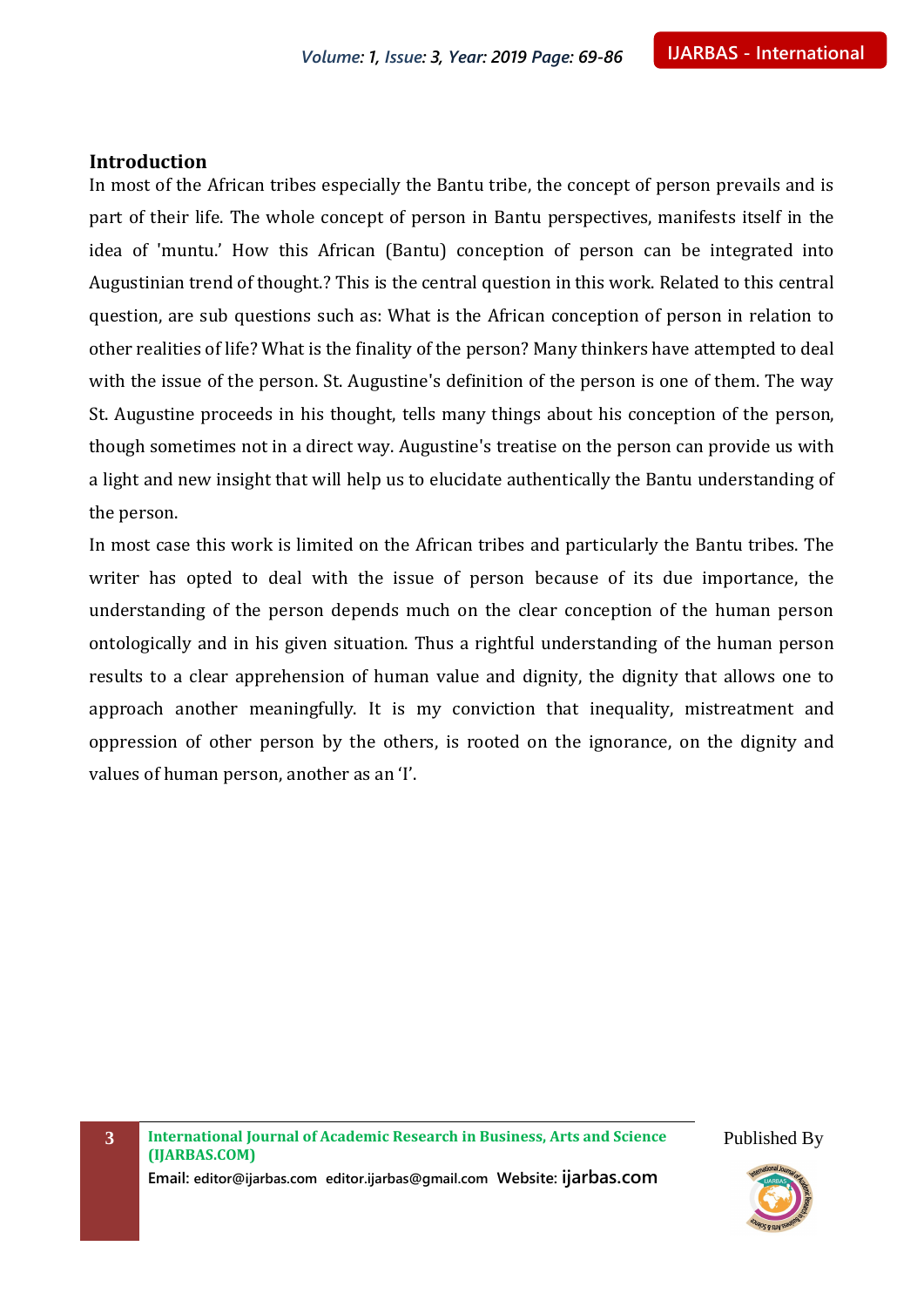## Introduction

In most of the African tribes especially the Bantu tribe, the concept of person prevails and is part of their life. The whole concept of person in Bantu perspectives, manifests itself in the idea of 'muntu.' How this African (Bantu) conception of person can be integrated into Augustinian trend of thought.? This is the central question in this work. Related to this central question, are sub questions such as: What is the African conception of person in relation to other realities of life? What is the finality of the person? Many thinkers have attempted to deal with the issue of the person. St. Augustine's definition of the person is one of them. The way St. Augustine proceeds in his thought, tells many things about his conception of the person, though sometimes not in a direct way. Augustine's treatise on the person can provide us with a light and new insight that will help us to elucidate authentically the Bantu understanding of the person.

In most case this work is limited on the African tribes and particularly the Bantu tribes. The writer has opted to deal with the issue of person because of its due importance, the understanding of the person depends much on the clear conception of the human person ontologically and in his given situation. Thus a rightful understanding of the human person results to a clear apprehension of human value and dignity, the dignity that allows one to approach another meaningfully. It is my conviction that inequality, mistreatment and oppression of other person by the others, is rooted on the ignorance, on the dignity and values of human person, another as an 'I'.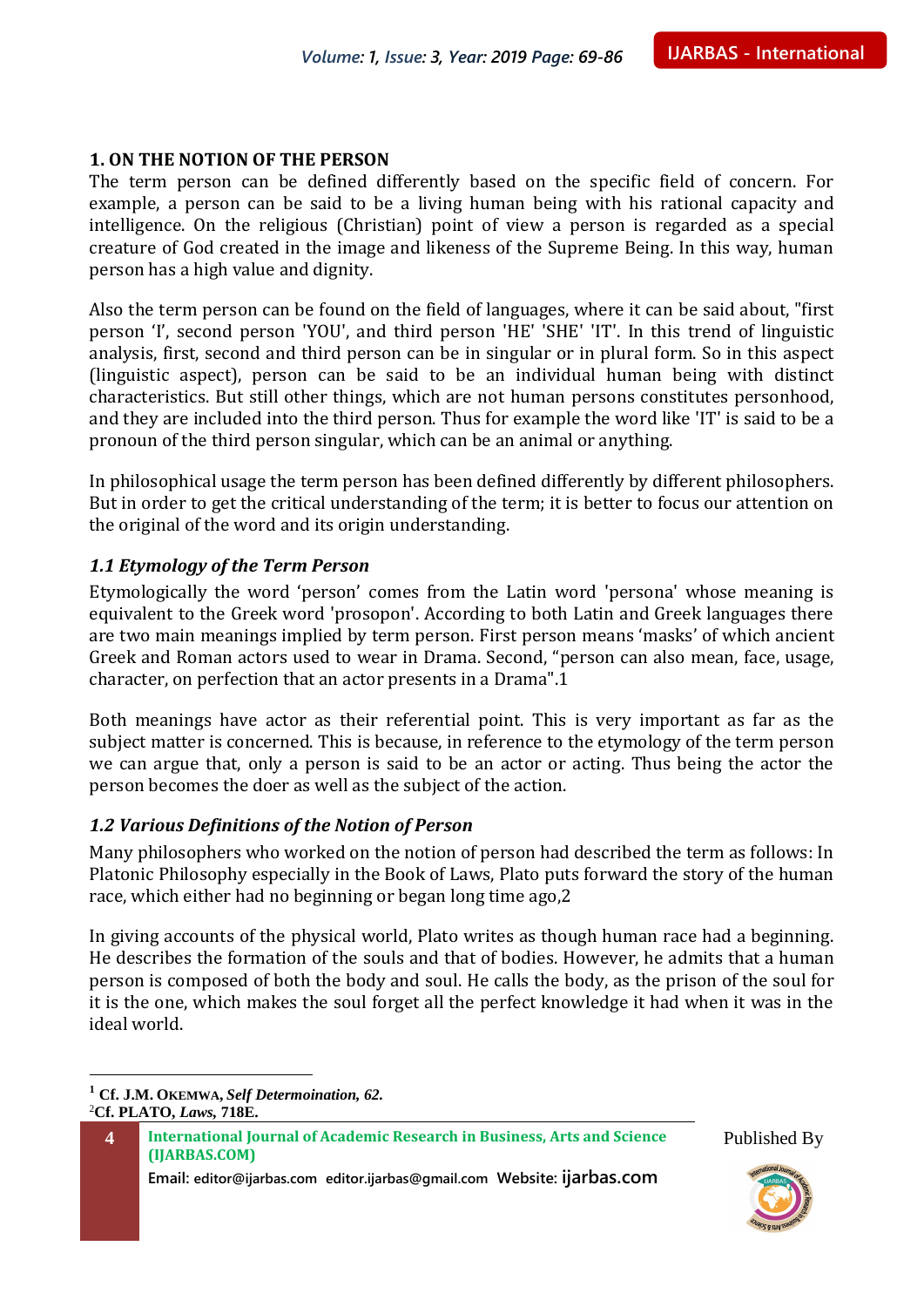## 1. ON THE NOTION OF THE PERSON

The term person can be defined differently based on the specific field of concern. For example, a person can be said to be a living human being with his rational capacity and intelligence. On the religious (Christian) point of view a person is regarded as a special creature of God created in the image and likeness of the Supreme Being. In this way, human person has a high value and dignity.

Also the term person can be found on the field of languages, where it can be said about, "first person 'I', second person 'YOU', and third person 'HE' 'SHE' 'IT'. In this trend of linguistic analysis, first, second and third person can be in singular or in plural form. So in this aspect (linguistic aspect), person can be said to be an individual human being with distinct characteristics. But still other things, which are not human persons constitutes personhood, and they are included into the third person. Thus for example the word like 'IT' is said to be a pronoun of the third person singular, which can be an animal or anything.

In philosophical usage the term person has been defined differently by different philosophers. But in order to get the critical understanding of the term; it is better to focus our attention on the original of the word and its origin understanding.

### *1.1 Etymology of the Term Person*

Etymologically the word 'person' comes from the Latin word 'persona' whose meaning is equivalent to the Greek word 'prosopon'. According to both Latin and Greek languages there are two main meanings implied by term person. First person means 'masks' of which ancient Greek and Roman actors used to wear in Drama. Second, "person can also mean, face, usage, character, on perfection that an actor presents in a Drama".1

Both meanings have actor as their referential point. This is very important as far as the subject matter is concerned. This is because, in reference to the etymology of the term person we can argue that, only a person is said to be an actor or acting. Thus being the actor the person becomes the doer as well as the subject of the action.

### *1.2 Various Definitions of the Notion of Person*

Many philosophers who worked on the notion of person had described the term as follows: In Platonic Philosophy especially in the Book of Laws, Plato puts forward the story of the human race, which either had no beginning or began long time ago,2

In giving accounts of the physical world, Plato writes as though human race had a beginning. He describes the formation of the souls and that of bodies. However, he admits that a human person is composed of both the body and soul. He calls the body, as the prison of the soul for it is the one, which makes the soul forget all the perfect knowledge it had when it was in the ideal world.

---

[1] **Cf. J.M. OKEMWA, *Self Determoination, 62*.**

[2] **Cf. PLATO, *Laws*, 718E.**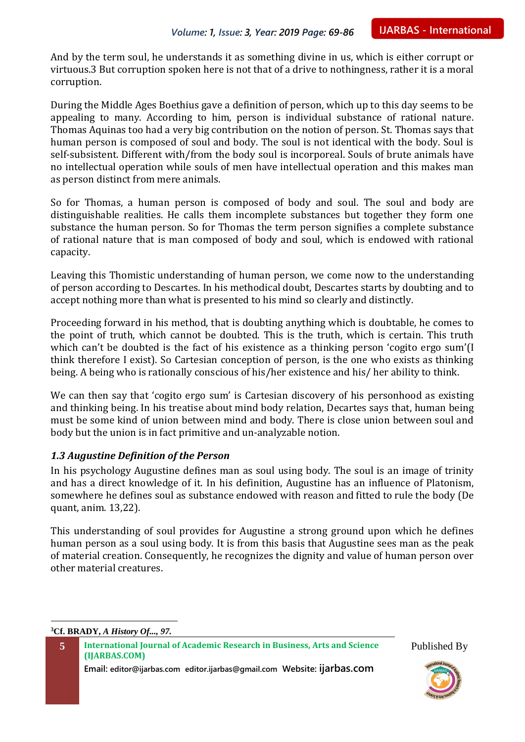And by the term soul, he understands it as something divine in us, which is either corrupt or virtuous.[3] But corruption spoken here is not that of a drive to nothingness, rather it is a moral corruption.

During the Middle Ages Boethius gave a definition of person, which up to this day seems to be appealing to many. According to him, person is individual substance of rational nature. Thomas Aquinas too had a very big contribution on the notion of person. St. Thomas says that human person is composed of soul and body. The soul is not identical with the body. Soul is self-subsistent. Different with/from the body soul is incorporeal. Souls of brute animals have no intellectual operation while souls of men have intellectual operation and this makes man as person distinct from mere animals.

So for Thomas, a human person is composed of body and soul. The soul and body are distinguishable realities. He calls them incomplete substances but together they form one substance the human person. So for Thomas the term person signifies a complete substance of rational nature that is man composed of body and soul, which is endowed with rational capacity.

Leaving this Thomistic understanding of human person, we come now to the understanding of person according to Descartes. In his methodical doubt, Descartes starts by doubting and to accept nothing more than what is presented to his mind so clearly and distinctly.

Proceeding forward in his method, that is doubting anything which is doubtable, he comes to the point of truth, which cannot be doubted. This is the truth, which is certain. This truth which can't be doubted is the fact of his existence as a thinking person 'cogito ergo sum'(I think therefore I exist). So Cartesian conception of person, is the one who exists as thinking being. A being who is rationally conscious of his/her existence and his/ her ability to think.

We can then say that 'cogito ergo sum' is Cartesian discovery of his personhood as existing and thinking being. In his treatise about mind body relation, Decartes says that, human being must be some kind of union between mind and body. There is close union between soul and body but the union is in fact primitive and un-analyzable notion.

### *1.3 Augustine Definition of the Person*

In his psychology Augustine defines man as soul using body. The soul is an image of trinity and has a direct knowledge of it. In his definition, Augustine has an influence of Platonism, somewhere he defines soul as substance endowed with reason and fitted to rule the body (De quant, anim. 13,22).

This understanding of soul provides for Augustine a strong ground upon which he defines human person as a soul using body. It is from this basis that Augustine sees man as the peak of material creation. Consequently, he recognizes the dignity and value of human person over other material creatures.

---

[3]**Cf. BRADY,** ***A History Of...*****, *97*.**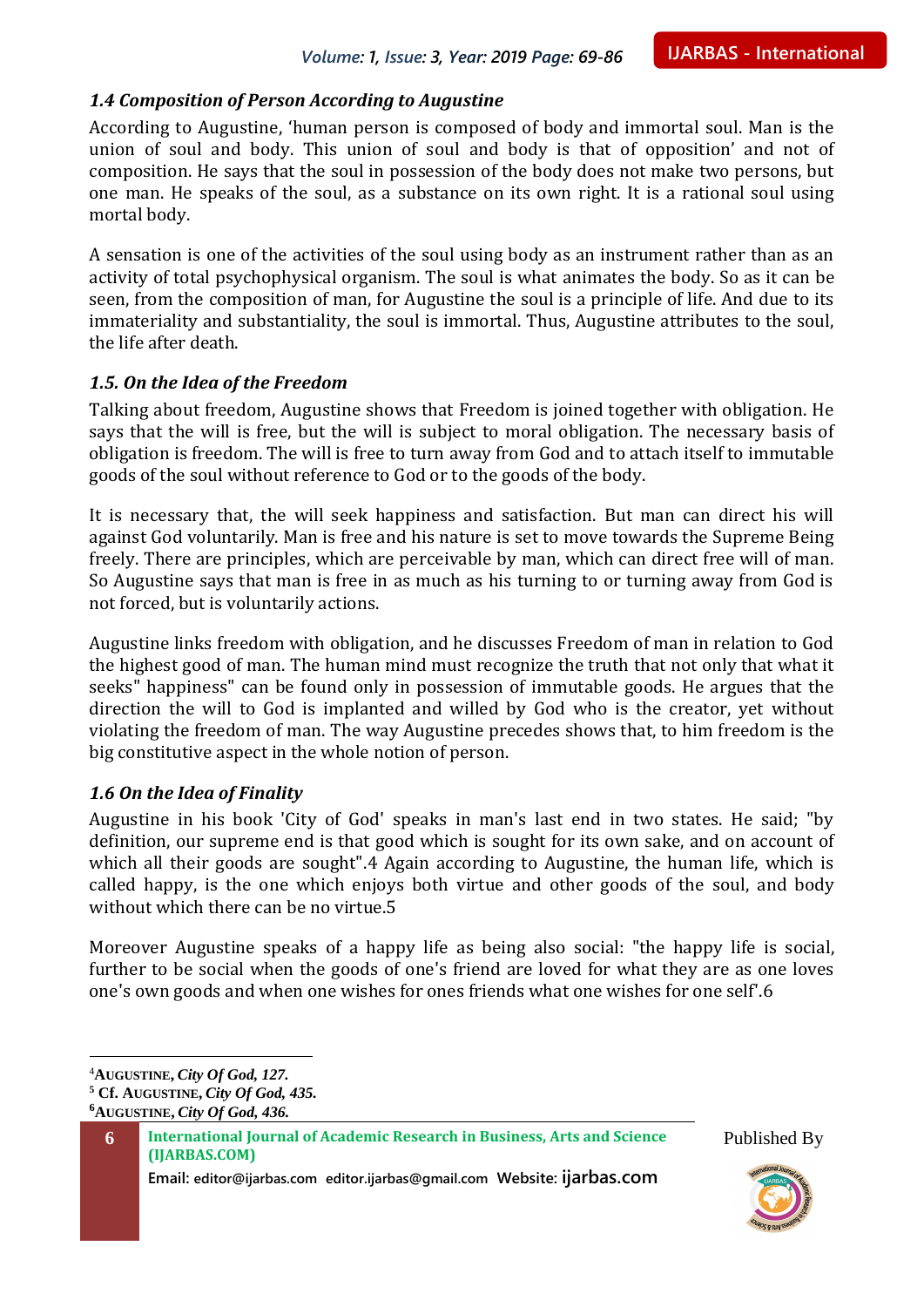### *1.4 Composition of Person According to Augustine*

According to Augustine, 'human person is composed of body and immortal soul. Man is the union of soul and body. This union of soul and body is that of opposition' and not of composition. He says that the soul in possession of the body does not make two persons, but one man. He speaks of the soul, as a substance on its own right. It is a rational soul using mortal body.

A sensation is one of the activities of the soul using body as an instrument rather than as an activity of total psychophysical organism. The soul is what animates the body. So as it can be seen, from the composition of man, for Augustine the soul is a principle of life. And due to its immateriality and substantiality, the soul is immortal. Thus, Augustine attributes to the soul, the life after death.

### *1.5. On the Idea of the Freedom*

Talking about freedom, Augustine shows that Freedom is joined together with obligation. He says that the will is free, but the will is subject to moral obligation. The necessary basis of obligation is freedom. The will is free to turn away from God and to attach itself to immutable goods of the soul without reference to God or to the goods of the body.

It is necessary that, the will seek happiness and satisfaction. But man can direct his will against God voluntarily. Man is free and his nature is set to move towards the Supreme Being freely. There are principles, which are perceivable by man, which can direct free will of man. So Augustine says that man is free in as much as his turning to or turning away from God is not forced, but is voluntarily actions.

Augustine links freedom with obligation, and he discusses Freedom of man in relation to God the highest good of man. The human mind must recognize the truth that not only that what it seeks" happiness" can be found only in possession of immutable goods. He argues that the direction the will to God is implanted and willed by God who is the creator, yet without violating the freedom of man. The way Augustine precedes shows that, to him freedom is the big constitutive aspect in the whole notion of person.

### *1.6 On the Idea of Finality*

Augustine in his book 'City of God' speaks in man's last end in two states. He said; "by definition, our supreme end is that good which is sought for its own sake, and on account of which all their goods are sought".4 Again according to Augustine, the human life, which is called happy, is the one which enjoys both virtue and other goods of the soul, and body without which there can be no virtue.5

Moreover Augustine speaks of a happy life as being also social: "the happy life is social, further to be social when the goods of one's friend are loved for what they are as one loves one's own goods and when one wishes for ones friends what one wishes for one self'.6

---

[4] **AUGUSTINE,** ***City Of God, 127.***

[5] **Cf. AUGUSTINE,** ***City Of God, 435.***

[6] **AUGUSTINE,** ***City Of God, 436.***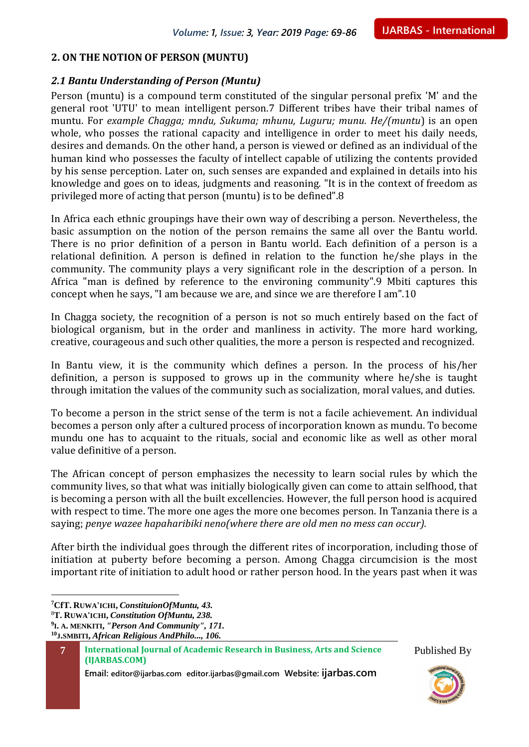## 2. ON THE NOTION OF PERSON (MUNTU)

### *2.1 Bantu Understanding of Person (Muntu)*

Person (muntu) is a compound term constituted of the singular personal prefix 'M' and the general root 'UTU' to mean intelligent person.[7] Different tribes have their tribal names of muntu. For *example Chagga; mndu, Sukuma; mhunu, Luguru; munu. He/(muntu*) is an open whole, who posses the rational capacity and intelligence in order to meet his daily needs, desires and demands. On the other hand, a person is viewed or defined as an individual of the human kind who possesses the faculty of intellect capable of utilizing the contents provided by his sense perception. Later on, such senses are expanded and explained in details into his knowledge and goes on to ideas, judgments and reasoning. "It is in the context of freedom as privileged more of acting that person (muntu) is to be defined".[8]

In Africa each ethnic groupings have their own way of describing a person. Nevertheless, the basic assumption on the notion of the person remains the same all over the Bantu world. There is no prior definition of a person in Bantu world. Each definition of a person is a relational definition. A person is defined in relation to the function he/she plays in the community. The community plays a very significant role in the description of a person. In Africa "man is defined by reference to the environing community".[9] Mbiti captures this concept when he says, "I am because we are, and since we are therefore I am".[10]

In Chagga society, the recognition of a person is not so much entirely based on the fact of biological organism, but in the order and manliness in activity. The more hard working, creative, courageous and such other qualities, the more a person is respected and recognized.

In Bantu view, it is the community which defines a person. In the process of his/her definition, a person is supposed to grows up in the community where he/she is taught through imitation the values of the community such as socialization, moral values, and duties.

To become a person in the strict sense of the term is not a facile achievement. An individual becomes a person only after a cultured process of incorporation known as mundu. To become mundu one has to acquaint to the rituals, social and economic like as well as other moral value definitive of a person.

The African concept of person emphasizes the necessity to learn social rules by which the community lives, so that what was initially biologically given can come to attain selfhood, that is becoming a person with all the built excellencies. However, the full person hood is acquired with respect to time. The more one ages the more one becomes person. In Tanzania there is a saying; *penye wazee hapaharibiki neno(where there are old men no mess can occur).*

After birth the individual goes through the different rites of incorporation, including those of initiation at puberty before becoming a person. Among Chagga circumcision is the most important rite of initiation to adult hood or rather person hood. In the years past when it was

---

[7] **CfT. Ruwa'ichi, *ConstituionOfMuntu, 43.***

[8] **T. Ruwa'ichi, *Constitution OfMuntu, 238.***

[9] **I. A. Menkiti, *"Person And Community", 171.***

[10] **J.SMbiti, *African Religious AndPhilo..., 106.***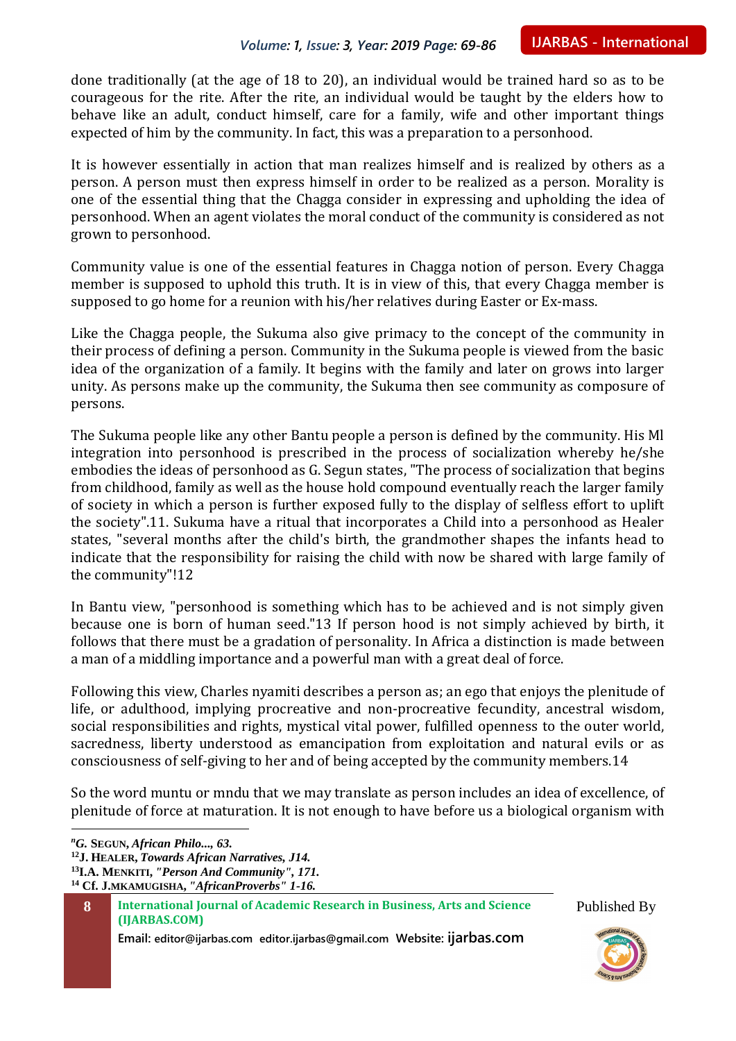done traditionally (at the age of 18 to 20), an individual would be trained hard so as to be courageous for the rite. After the rite, an individual would be taught by the elders how to behave like an adult, conduct himself, care for a family, wife and other important things expected of him by the community. In fact, this was a preparation to a personhood.

It is however essentially in action that man realizes himself and is realized by others as a person. A person must then express himself in order to be realized as a person. Morality is one of the essential thing that the Chagga consider in expressing and upholding the idea of personhood. When an agent violates the moral conduct of the community is considered as not grown to personhood.

Community value is one of the essential features in Chagga notion of person. Every Chagga member is supposed to uphold this truth. It is in view of this, that every Chagga member is supposed to go home for a reunion with his/her relatives during Easter or Ex-mass.

Like the Chagga people, the Sukuma also give primacy to the concept of the community in their process of defining a person. Community in the Sukuma people is viewed from the basic idea of the organization of a family. It begins with the family and later on grows into larger unity. As persons make up the community, the Sukuma then see community as composure of persons.

The Sukuma people like any other Bantu people a person is defined by the community. His Ml integration into personhood is prescribed in the process of socialization whereby he/she embodies the ideas of personhood as G. Segun states, "The process of socialization that begins from childhood, family as well as the house hold compound eventually reach the larger family of society in which a person is further exposed fully to the display of selfless effort to uplift the society".11. Sukuma have a ritual that incorporates a Child into a personhood as Healer states, "several months after the child's birth, the grandmother shapes the infants head to indicate that the responsibility for raising the child with now be shared with large family of the community"!12

In Bantu view, "personhood is something which has to be achieved and is not simply given because one is born of human seed."13 If person hood is not simply achieved by birth, it follows that there must be a gradation of personality. In Africa a distinction is made between a man of a middling importance and a powerful man with a great deal of force.

Following this view, Charles nyamiti describes a person as; an ego that enjoys the plenitude of life, or adulthood, implying procreative and non-procreative fecundity, ancestral wisdom, social responsibilities and rights, mystical vital power, fulfilled openness to the outer world, sacredness, liberty understood as emancipation from exploitation and natural evils or as consciousness of self-giving to her and of being accepted by the community members.14

So the word muntu or mndu that we may translate as person includes an idea of excellence, of plenitude of force at maturation. It is not enough to have before us a biological organism with

---

[n] **G. SEGUN, *African Philo..., 63.***

[12] **J. HEALER, *Towards African Narratives, J14.***

[13] **I.A. MENKITI, *"Person And Community", 171.***

[14] **Cf. J.MKAMUGISHA, *"AfricanProverbs" 1-16.***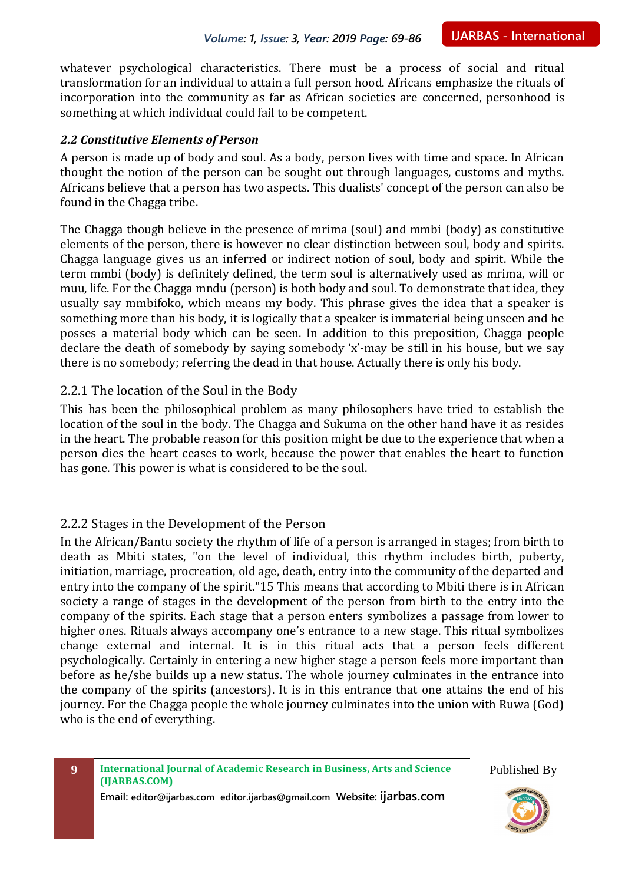whatever psychological characteristics. There must be a process of social and ritual transformation for an individual to attain a full person hood. Africans emphasize the rituals of incorporation into the community as far as African societies are concerned, personhood is something at which individual could fail to be competent.

### *2.2 Constitutive Elements of Person*

A person is made up of body and soul. As a body, person lives with time and space. In African thought the notion of the person can be sought out through languages, customs and myths. Africans believe that a person has two aspects. This dualists' concept of the person can also be found in the Chagga tribe.

The Chagga though believe in the presence of mrima (soul) and mmbi (body) as constitutive elements of the person, there is however no clear distinction between soul, body and spirits. Chagga language gives us an inferred or indirect notion of soul, body and spirit. While the term mmbi (body) is definitely defined, the term soul is alternatively used as mrima, will or muu, life. For the Chagga mndu (person) is both body and soul. To demonstrate that idea, they usually say mmbifoko, which means my body. This phrase gives the idea that a speaker is something more than his body, it is logically that a speaker is immaterial being unseen and he posses a material body which can be seen. In addition to this preposition, Chagga people declare the death of somebody by saying somebody 'x'-may be still in his house, but we say there is no somebody; referring the dead in that house. Actually there is only his body.

#### 2.2.1 The location of the Soul in the Body

This has been the philosophical problem as many philosophers have tried to establish the location of the soul in the body. The Chagga and Sukuma on the other hand have it as resides in the heart. The probable reason for this position might be due to the experience that when a person dies the heart ceases to work, because the power that enables the heart to function has gone. This power is what is considered to be the soul.

#### 2.2.2 Stages in the Development of the Person

In the African/Bantu society the rhythm of life of a person is arranged in stages; from birth to death as Mbiti states, "on the level of individual, this rhythm includes birth, puberty, initiation, marriage, procreation, old age, death, entry into the community of the departed and entry into the company of the spirit."15 This means that according to Mbiti there is in African society a range of stages in the development of the person from birth to the entry into the company of the spirits. Each stage that a person enters symbolizes a passage from lower to higher ones. Rituals always accompany one's entrance to a new stage. This ritual symbolizes change external and internal. It is in this ritual acts that a person feels different psychologically. Certainly in entering a new higher stage a person feels more important than before as he/she builds up a new status. The whole journey culminates in the entrance into the company of the spirits (ancestors). It is in this entrance that one attains the end of his journey. For the Chagga people the whole journey culminates into the union with Ruwa (God) who is the end of everything.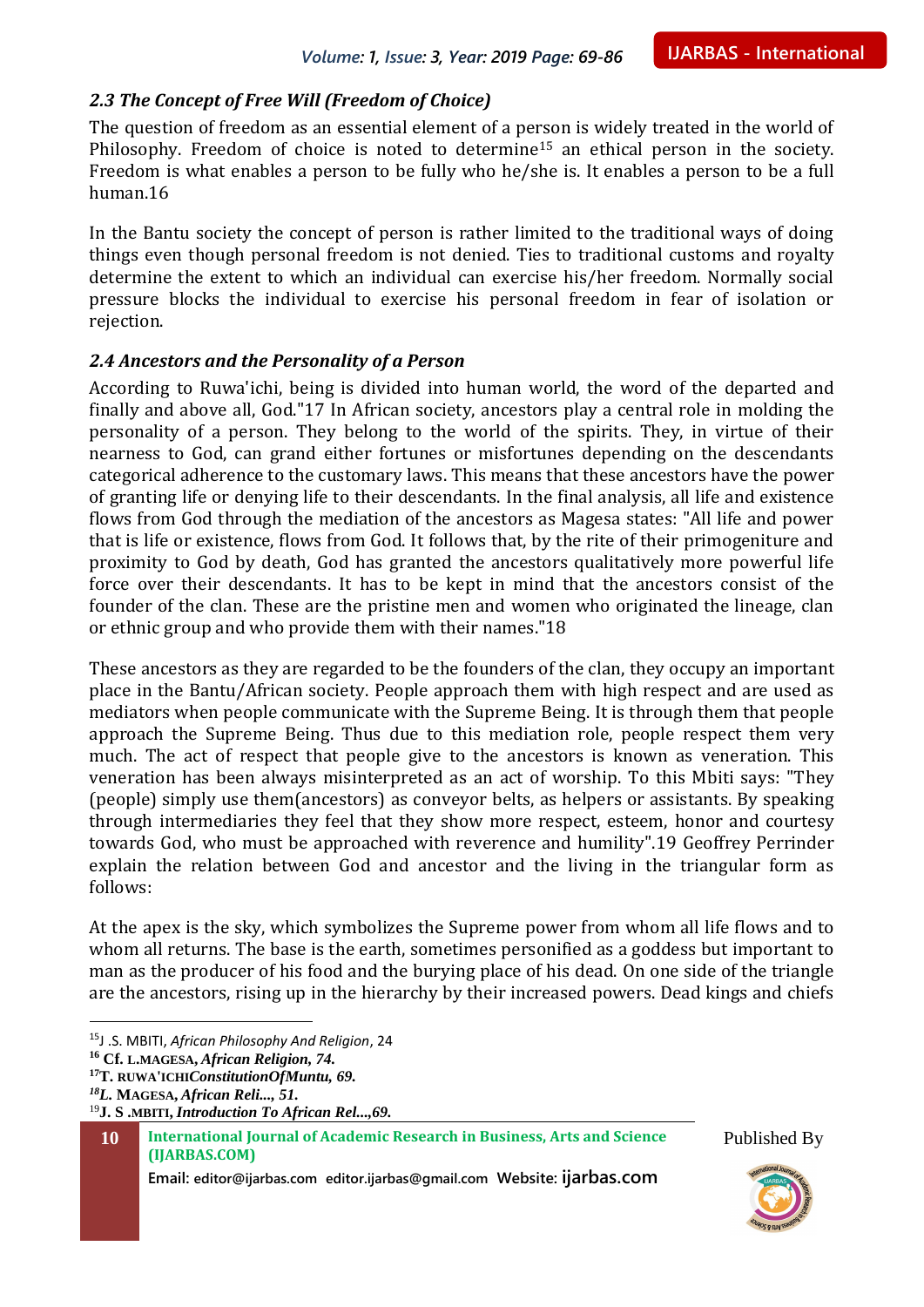### *2.3 The Concept of Free Will (Freedom of Choice)*

The question of freedom as an essential element of a person is widely treated in the world of Philosophy. Freedom of choice is noted to determine[15] an ethical person in the society. Freedom is what enables a person to be fully who he/she is. It enables a person to be a full human.16

In the Bantu society the concept of person is rather limited to the traditional ways of doing things even though personal freedom is not denied. Ties to traditional customs and royalty determine the extent to which an individual can exercise his/her freedom. Normally social pressure blocks the individual to exercise his personal freedom in fear of isolation or rejection.

### *2.4 Ancestors and the Personality of a Person*

According to Ruwa'ichi, being is divided into human world, the word of the departed and finally and above all, God."17 In African society, ancestors play a central role in molding the personality of a person. They belong to the world of the spirits. They, in virtue of their nearness to God, can grand either fortunes or misfortunes depending on the descendants categorical adherence to the customary laws. This means that these ancestors have the power of granting life or denying life to their descendants. In the final analysis, all life and existence flows from God through the mediation of the ancestors as Magesa states: "All life and power that is life or existence, flows from God. It follows that, by the rite of their primogeniture and proximity to God by death, God has granted the ancestors qualitatively more powerful life force over their descendants. It has to be kept in mind that the ancestors consist of the founder of the clan. These are the pristine men and women who originated the lineage, clan or ethnic group and who provide them with their names."18

These ancestors as they are regarded to be the founders of the clan, they occupy an important place in the Bantu/African society. People approach them with high respect and are used as mediators when people communicate with the Supreme Being. It is through them that people approach the Supreme Being. Thus due to this mediation role, people respect them very much. The act of respect that people give to the ancestors is known as veneration. This veneration has been always misinterpreted as an act of worship. To this Mbiti says: "They (people) simply use them(ancestors) as conveyor belts, as helpers or assistants. By speaking through intermediaries they feel that they show more respect, esteem, honor and courtesy towards God, who must be approached with reverence and humility".19 Geoffrey Perrinder explain the relation between God and ancestor and the living in the triangular form as follows:

At the apex is the sky, which symbolizes the Supreme power from whom all life flows and to whom all returns. The base is the earth, sometimes personified as a goddess but important to man as the producer of his food and the burying place of his dead. On one side of the triangle are the ancestors, rising up in the hierarchy by their increased powers. Dead kings and chiefs

---

[15] J .S. MBITI, *African Philosophy And Religion*, 24

[16] **Cf. L.MAGESA, *African Religion, 74.***

[17] **T. RUWA'ICHI*ConstitutionOfMuntu, 69.***

[18] ***L. MAGESA, African Reli..., 51.***

[19] **J. S .MBITI, *Introduction To African Rel...,69.***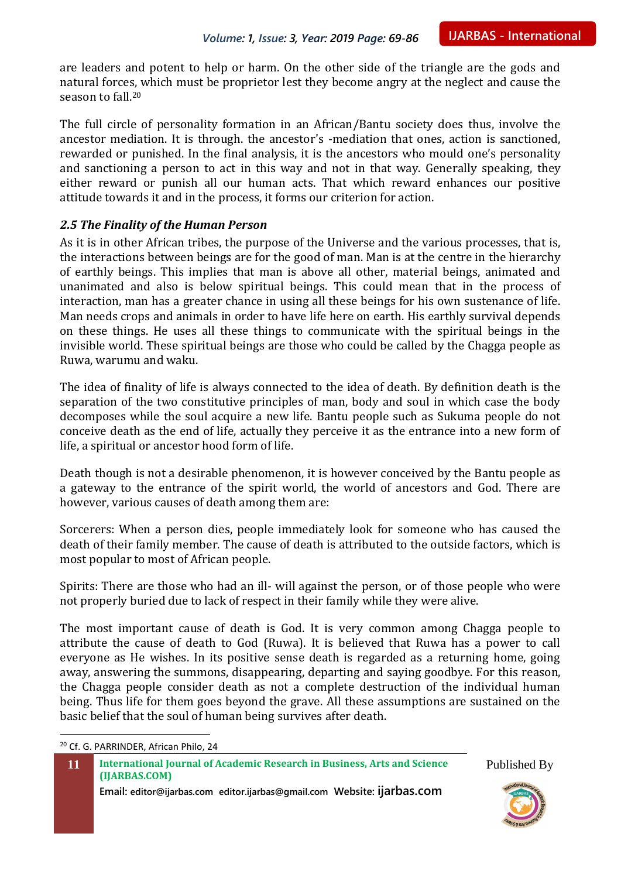are leaders and potent to help or harm. On the other side of the triangle are the gods and natural forces, which must be proprietor lest they become angry at the neglect and cause the season to fall.[20]

The full circle of personality formation in an African/Bantu society does thus, involve the ancestor mediation. It is through. the ancestor's -mediation that ones, action is sanctioned, rewarded or punished. In the final analysis, it is the ancestors who mould one's personality and sanctioning a person to act in this way and not in that way. Generally speaking, they either reward or punish all our human acts. That which reward enhances our positive attitude towards it and in the process, it forms our criterion for action.

### *2.5 The Finality of the Human Person*

As it is in other African tribes, the purpose of the Universe and the various processes, that is, the interactions between beings are for the good of man. Man is at the centre in the hierarchy of earthly beings. This implies that man is above all other, material beings, animated and unanimated and also is below spiritual beings. This could mean that in the process of interaction, man has a greater chance in using all these beings for his own sustenance of life. Man needs crops and animals in order to have life here on earth. His earthly survival depends on these things. He uses all these things to communicate with the spiritual beings in the invisible world. These spiritual beings are those who could be called by the Chagga people as Ruwa, warumu and waku.

The idea of finality of life is always connected to the idea of death. By definition death is the separation of the two constitutive principles of man, body and soul in which case the body decomposes while the soul acquire a new life. Bantu people such as Sukuma people do not conceive death as the end of life, actually they perceive it as the entrance into a new form of life, a spiritual or ancestor hood form of life.

Death though is not a desirable phenomenon, it is however conceived by the Bantu people as a gateway to the entrance of the spirit world, the world of ancestors and God. There are however, various causes of death among them are:

Sorcerers: When a person dies, people immediately look for someone who has caused the death of their family member. The cause of death is attributed to the outside factors, which is most popular to most of African people.

Spirits: There are those who had an ill- will against the person, or of those people who were not properly buried due to lack of respect in their family while they were alive.

The most important cause of death is God. It is very common among Chagga people to attribute the cause of death to God (Ruwa). It is believed that Ruwa has a power to call everyone as He wishes. In its positive sense death is regarded as a returning home, going away, answering the summons, disappearing, departing and saying goodbye. For this reason, the Chagga people consider death as not a complete destruction of the individual human being. Thus life for them goes beyond the grave. All these assumptions are sustained on the basic belief that the soul of human being survives after death.

[20] Cf. G. PARRINDER, African Philo, 24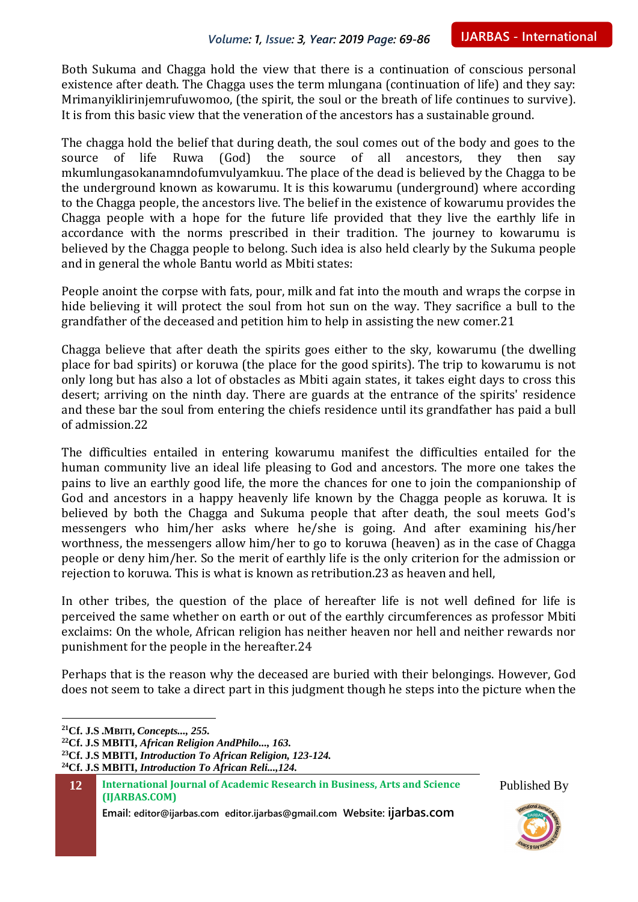Both Sukuma and Chagga hold the view that there is a continuation of conscious personal existence after death. The Chagga uses the term mlungana (continuation of life) and they say: Mrimanyiklirinjemrufuwomoo, (the spirit, the soul or the breath of life continues to survive). It is from this basic view that the veneration of the ancestors has a sustainable ground.

The chagga hold the belief that during death, the soul comes out of the body and goes to the source of life Ruwa (God) the source of all ancestors, they then say mkumlungasokanamndofumvulyamkuu. The place of the dead is believed by the Chagga to be the underground known as kowarumu. It is this kowarumu (underground) where according to the Chagga people, the ancestors live. The belief in the existence of kowarumu provides the Chagga people with a hope for the future life provided that they live the earthly life in accordance with the norms prescribed in their tradition. The journey to kowarumu is believed by the Chagga people to belong. Such idea is also held clearly by the Sukuma people and in general the whole Bantu world as Mbiti states:

People anoint the corpse with fats, pour, milk and fat into the mouth and wraps the corpse in hide believing it will protect the soul from hot sun on the way. They sacrifice a bull to the grandfather of the deceased and petition him to help in assisting the new comer.21

Chagga believe that after death the spirits goes either to the sky, kowarumu (the dwelling place for bad spirits) or koruwa (the place for the good spirits). The trip to kowarumu is not only long but has also a lot of obstacles as Mbiti again states, it takes eight days to cross this desert; arriving on the ninth day. There are guards at the entrance of the spirits' residence and these bar the soul from entering the chiefs residence until its grandfather has paid a bull of admission.22

The difficulties entailed in entering kowarumu manifest the difficulties entailed for the human community live an ideal life pleasing to God and ancestors. The more one takes the pains to live an earthly good life, the more the chances for one to join the companionship of God and ancestors in a happy heavenly life known by the Chagga people as koruwa. It is believed by both the Chagga and Sukuma people that after death, the soul meets God's messengers who him/her asks where he/she is going. And after examining his/her worthness, the messengers allow him/her to go to koruwa (heaven) as in the case of Chagga people or deny him/her. So the merit of earthly life is the only criterion for the admission or rejection to koruwa. This is what is known as retribution.23 as heaven and hell,

In other tribes, the question of the place of hereafter life is not well defined for life is perceived the same whether on earth or out of the earthly circumferences as professor Mbiti exclaims: On the whole, African religion has neither heaven nor hell and neither rewards nor punishment for the people in the hereafter.24

Perhaps that is the reason why the deceased are buried with their belongings. However, God does not seem to take a direct part in this judgment though he steps into the picture when the

---

[21] **Cf. J.S .Mbiti, *Concepts...*, 255.**

[22] **Cf. J.S MBITI, *African Religion AndPhilo...*, 163.**

[23] **Cf. J.S MBITI, *Introduction To African Religion*, 123-124.**

[24] **Cf. J.S MBITI, *Introduction To African Reli...*,124.**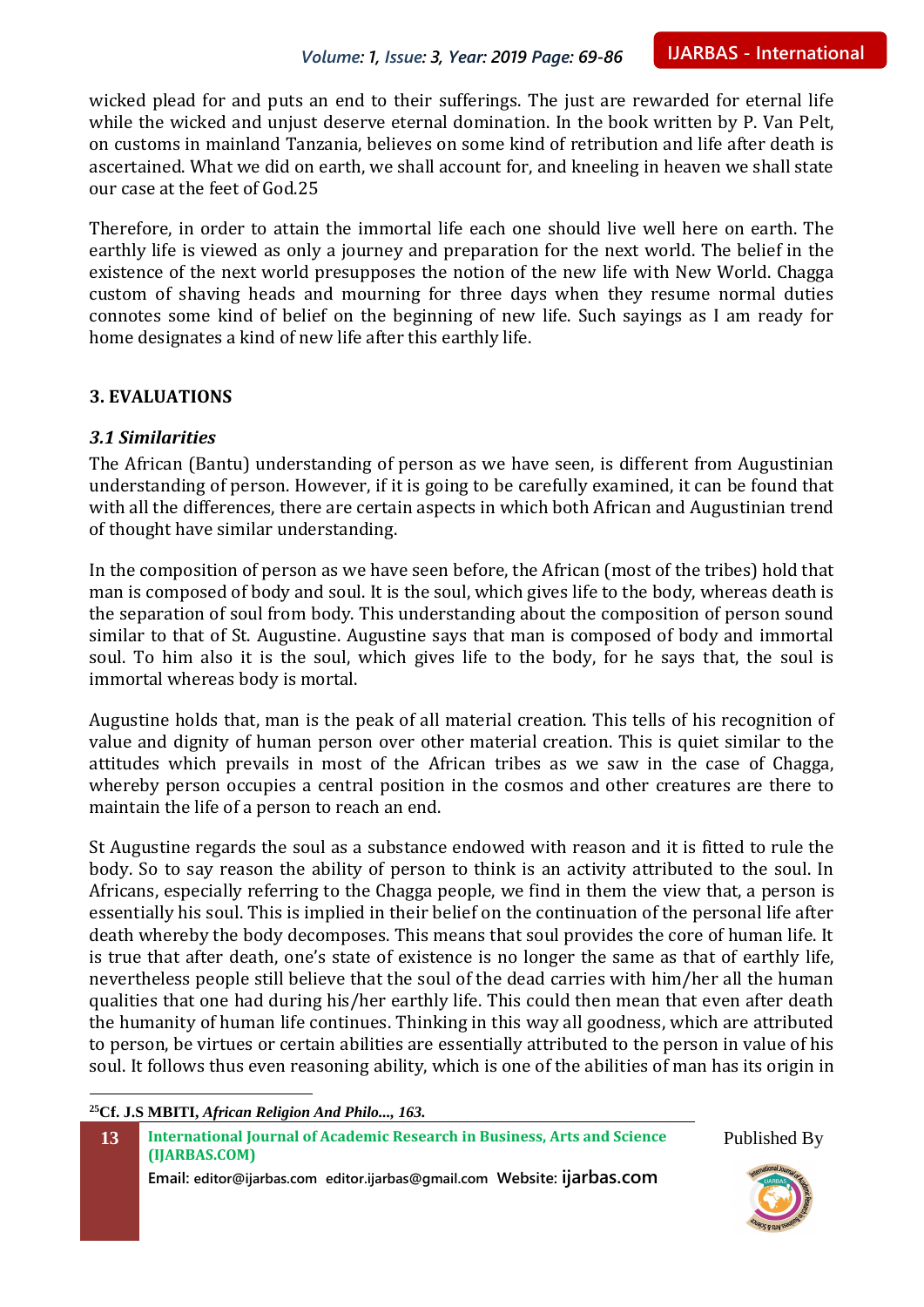wicked plead for and puts an end to their sufferings. The just are rewarded for eternal life while the wicked and unjust deserve eternal domination. In the book written by P. Van Pelt, on customs in mainland Tanzania, believes on some kind of retribution and life after death is ascertained. What we did on earth, we shall account for, and kneeling in heaven we shall state our case at the feet of God.[25]

Therefore, in order to attain the immortal life each one should live well here on earth. The earthly life is viewed as only a journey and preparation for the next world. The belief in the existence of the next world presupposes the notion of the new life with New World. Chagga custom of shaving heads and mourning for three days when they resume normal duties connotes some kind of belief on the beginning of new life. Such sayings as I am ready for home designates a kind of new life after this earthly life.

## 3. EVALUATIONS

### *3.1 Similarities*

The African (Bantu) understanding of person as we have seen, is different from Augustinian understanding of person. However, if it is going to be carefully examined, it can be found that with all the differences, there are certain aspects in which both African and Augustinian trend of thought have similar understanding.

In the composition of person as we have seen before, the African (most of the tribes) hold that man is composed of body and soul. It is the soul, which gives life to the body, whereas death is the separation of soul from body. This understanding about the composition of person sound similar to that of St. Augustine. Augustine says that man is composed of body and immortal soul. To him also it is the soul, which gives life to the body, for he says that, the soul is immortal whereas body is mortal.

Augustine holds that, man is the peak of all material creation. This tells of his recognition of value and dignity of human person over other material creation. This is quiet similar to the attitudes which prevails in most of the African tribes as we saw in the case of Chagga, whereby person occupies a central position in the cosmos and other creatures are there to maintain the life of a person to reach an end.

St Augustine regards the soul as a substance endowed with reason and it is fitted to rule the body. So to say reason the ability of person to think is an activity attributed to the soul. In Africans, especially referring to the Chagga people, we find in them the view that, a person is essentially his soul. This is implied in their belief on the continuation of the personal life after death whereby the body decomposes. This means that soul provides the core of human life. It is true that after death, one's state of existence is no longer the same as that of earthly life, nevertheless people still believe that the soul of the dead carries with him/her all the human qualities that one had during his/her earthly life. This could then mean that even after death the humanity of human life continues. Thinking in this way all goodness, which are attributed to person, be virtues or certain abilities are essentially attributed to the person in value of his soul. It follows thus even reasoning ability, which is one of the abilities of man has its origin in

---

[25] Cf. J.S MBITI, *African Religion And Philo...,* 163.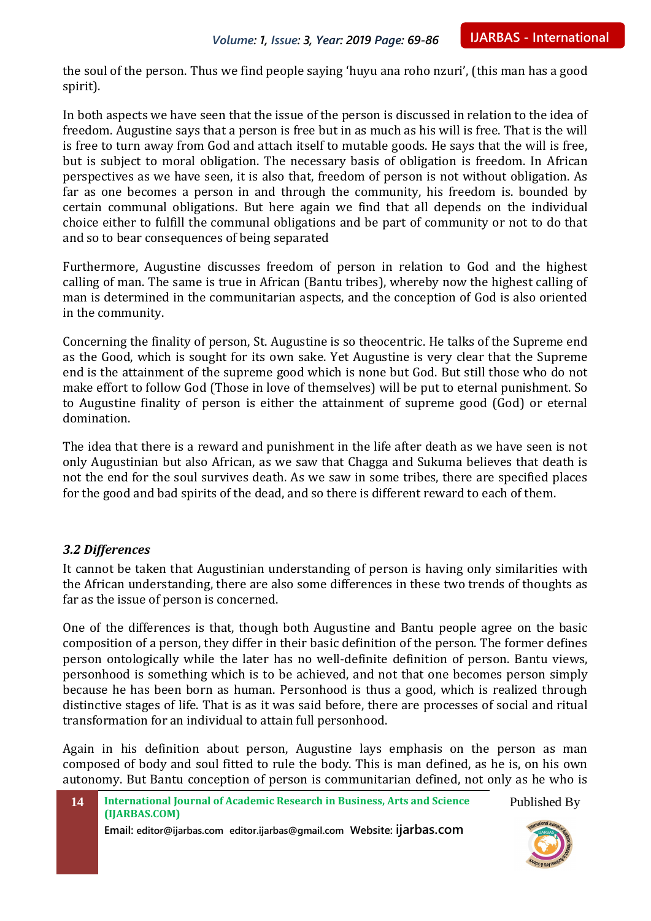the soul of the person. Thus we find people saying 'huyu ana roho nzuri', (this man has a good spirit).

In both aspects we have seen that the issue of the person is discussed in relation to the idea of freedom. Augustine says that a person is free but in as much as his will is free. That is the will is free to turn away from God and attach itself to mutable goods. He says that the will is free, but is subject to moral obligation. The necessary basis of obligation is freedom. In African perspectives as we have seen, it is also that, freedom of person is not without obligation. As far as one becomes a person in and through the community, his freedom is. bounded by certain communal obligations. But here again we find that all depends on the individual choice either to fulfill the communal obligations and be part of community or not to do that and so to bear consequences of being separated

Furthermore, Augustine discusses freedom of person in relation to God and the highest calling of man. The same is true in African (Bantu tribes), whereby now the highest calling of man is determined in the communitarian aspects, and the conception of God is also oriented in the community.

Concerning the finality of person, St. Augustine is so theocentric. He talks of the Supreme end as the Good, which is sought for its own sake. Yet Augustine is very clear that the Supreme end is the attainment of the supreme good which is none but God. But still those who do not make effort to follow God (Those in love of themselves) will be put to eternal punishment. So to Augustine finality of person is either the attainment of supreme good (God) or eternal domination.

The idea that there is a reward and punishment in the life after death as we have seen is not only Augustinian but also African, as we saw that Chagga and Sukuma believes that death is not the end for the soul survives death. As we saw in some tribes, there are specified places for the good and bad spirits of the dead, and so there is different reward to each of them.

### *3.2 Differences*

It cannot be taken that Augustinian understanding of person is having only similarities with the African understanding, there are also some differences in these two trends of thoughts as far as the issue of person is concerned.

One of the differences is that, though both Augustine and Bantu people agree on the basic composition of a person, they differ in their basic definition of the person. The former defines person ontologically while the later has no well-definite definition of person. Bantu views, personhood is something which is to be achieved, and not that one becomes person simply because he has been born as human. Personhood is thus a good, which is realized through distinctive stages of life. That is as it was said before, there are processes of social and ritual transformation for an individual to attain full personhood.

Again in his definition about person, Augustine lays emphasis on the person as man composed of body and soul fitted to rule the body. This is man defined, as he is, on his own autonomy. But Bantu conception of person is communitarian defined, not only as he who is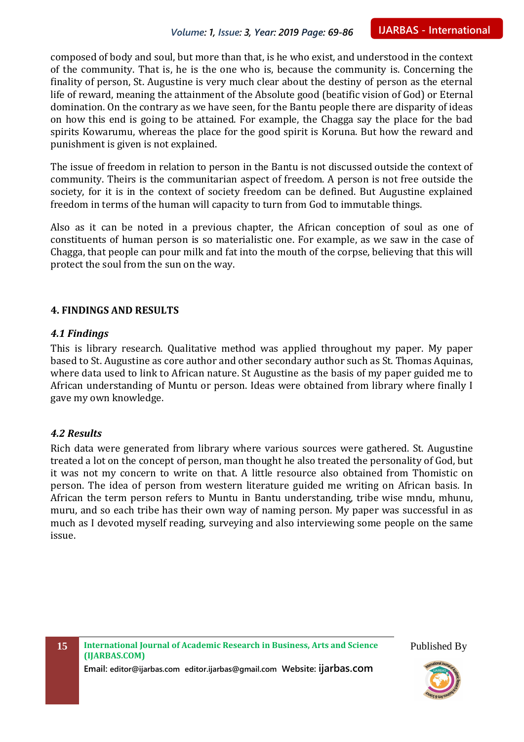composed of body and soul, but more than that, is he who exist, and understood in the context of the community. That is, he is the one who is, because the community is. Concerning the finality of person, St. Augustine is very much clear about the destiny of person as the eternal life of reward, meaning the attainment of the Absolute good (beatific vision of God) or Eternal domination. On the contrary as we have seen, for the Bantu people there are disparity of ideas on how this end is going to be attained. For example, the Chagga say the place for the bad spirits Kowarumu, whereas the place for the good spirit is Koruna. But how the reward and punishment is given is not explained.

The issue of freedom in relation to person in the Bantu is not discussed outside the context of community. Theirs is the communitarian aspect of freedom. A person is not free outside the society, for it is in the context of society freedom can be defined. But Augustine explained freedom in terms of the human will capacity to turn from God to immutable things.

Also as it can be noted in a previous chapter, the African conception of soul as one of constituents of human person is so materialistic one. For example, as we saw in the case of Chagga, that people can pour milk and fat into the mouth of the corpse, believing that this will protect the soul from the sun on the way.

## 4. FINDINGS AND RESULTS

### *4.1 Findings*

This is library research. Qualitative method was applied throughout my paper. My paper based to St. Augustine as core author and other secondary author such as St. Thomas Aquinas, where data used to link to African nature. St Augustine as the basis of my paper guided me to African understanding of Muntu or person. Ideas were obtained from library where finally I gave my own knowledge.

### *4.2 Results*

Rich data were generated from library where various sources were gathered. St. Augustine treated a lot on the concept of person, man thought he also treated the personality of God, but it was not my concern to write on that. A little resource also obtained from Thomistic on person. The idea of person from western literature guided me writing on African basis. In African the term person refers to Muntu in Bantu understanding, tribe wise mndu, mhunu, muru, and so each tribe has their own way of naming person. My paper was successful in as much as I devoted myself reading, surveying and also interviewing some people on the same issue.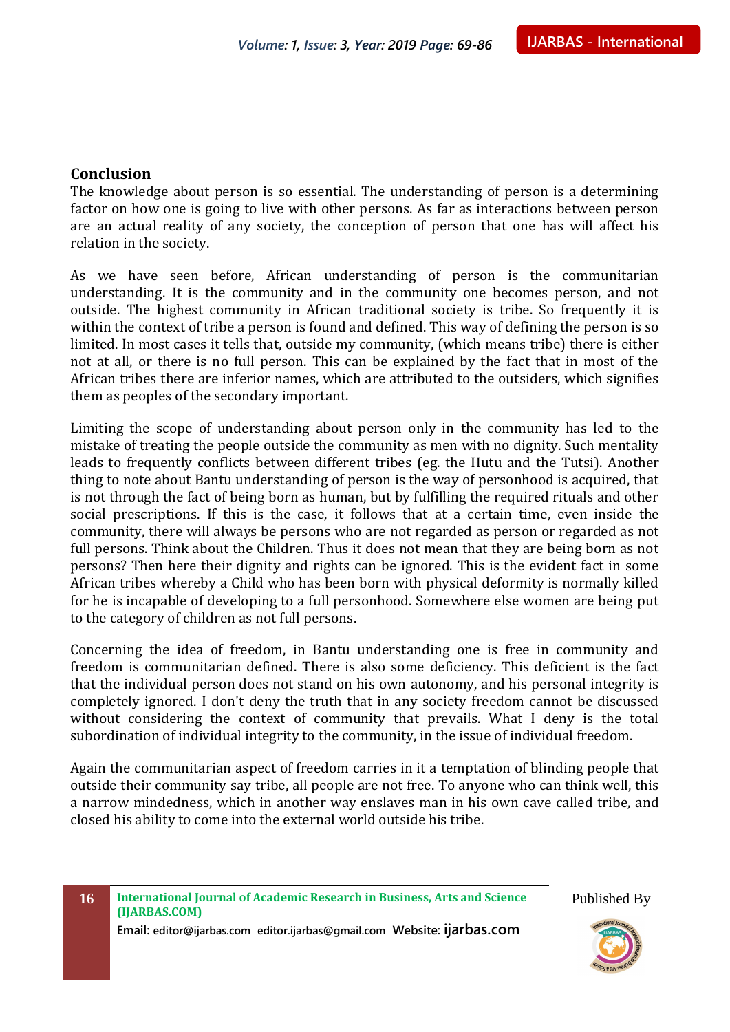## Conclusion

The knowledge about person is so essential. The understanding of person is a determining factor on how one is going to live with other persons. As far as interactions between person are an actual reality of any society, the conception of person that one has will affect his relation in the society.

As we have seen before, African understanding of person is the communitarian understanding. It is the community and in the community one becomes person, and not outside. The highest community in African traditional society is tribe. So frequently it is within the context of tribe a person is found and defined. This way of defining the person is so limited. In most cases it tells that, outside my community, (which means tribe) there is either not at all, or there is no full person. This can be explained by the fact that in most of the African tribes there are inferior names, which are attributed to the outsiders, which signifies them as peoples of the secondary important.

Limiting the scope of understanding about person only in the community has led to the mistake of treating the people outside the community as men with no dignity. Such mentality leads to frequently conflicts between different tribes (eg. the Hutu and the Tutsi). Another thing to note about Bantu understanding of person is the way of personhood is acquired, that is not through the fact of being born as human, but by fulfilling the required rituals and other social prescriptions. If this is the case, it follows that at a certain time, even inside the community, there will always be persons who are not regarded as person or regarded as not full persons. Think about the Children. Thus it does not mean that they are being born as not persons? Then here their dignity and rights can be ignored. This is the evident fact in some African tribes whereby a Child who has been born with physical deformity is normally killed for he is incapable of developing to a full personhood. Somewhere else women are being put to the category of children as not full persons.

Concerning the idea of freedom, in Bantu understanding one is free in community and freedom is communitarian defined. There is also some deficiency. This deficient is the fact that the individual person does not stand on his own autonomy, and his personal integrity is completely ignored. I don't deny the truth that in any society freedom cannot be discussed without considering the context of community that prevails. What I deny is the total subordination of individual integrity to the community, in the issue of individual freedom.

Again the communitarian aspect of freedom carries in it a temptation of blinding people that outside their community say tribe, all people are not free. To anyone who can think well, this a narrow mindedness, which in another way enslaves man in his own cave called tribe, and closed his ability to come into the external world outside his tribe.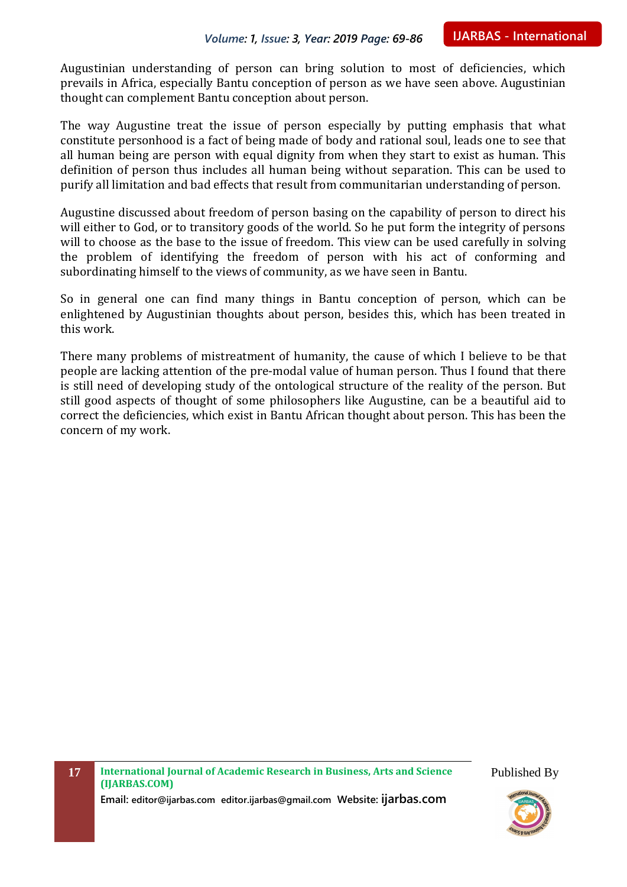Augustinian understanding of person can bring solution to most of deficiencies, which prevails in Africa, especially Bantu conception of person as we have seen above. Augustinian thought can complement Bantu conception about person.

The way Augustine treat the issue of person especially by putting emphasis that what constitute personhood is a fact of being made of body and rational soul, leads one to see that all human being are person with equal dignity from when they start to exist as human. This definition of person thus includes all human being without separation. This can be used to purify all limitation and bad effects that result from communitarian understanding of person.

Augustine discussed about freedom of person basing on the capability of person to direct his will either to God, or to transitory goods of the world. So he put form the integrity of persons will to choose as the base to the issue of freedom. This view can be used carefully in solving the problem of identifying the freedom of person with his act of conforming and subordinating himself to the views of community, as we have seen in Bantu.

So in general one can find many things in Bantu conception of person, which can be enlightened by Augustinian thoughts about person, besides this, which has been treated in this work.

There many problems of mistreatment of humanity, the cause of which I believe to be that people are lacking attention of the pre-modal value of human person. Thus I found that there is still need of developing study of the ontological structure of the reality of the person. But still good aspects of thought of some philosophers like Augustine, can be a beautiful aid to correct the deficiencies, which exist in Bantu African thought about person. This has been the concern of my work.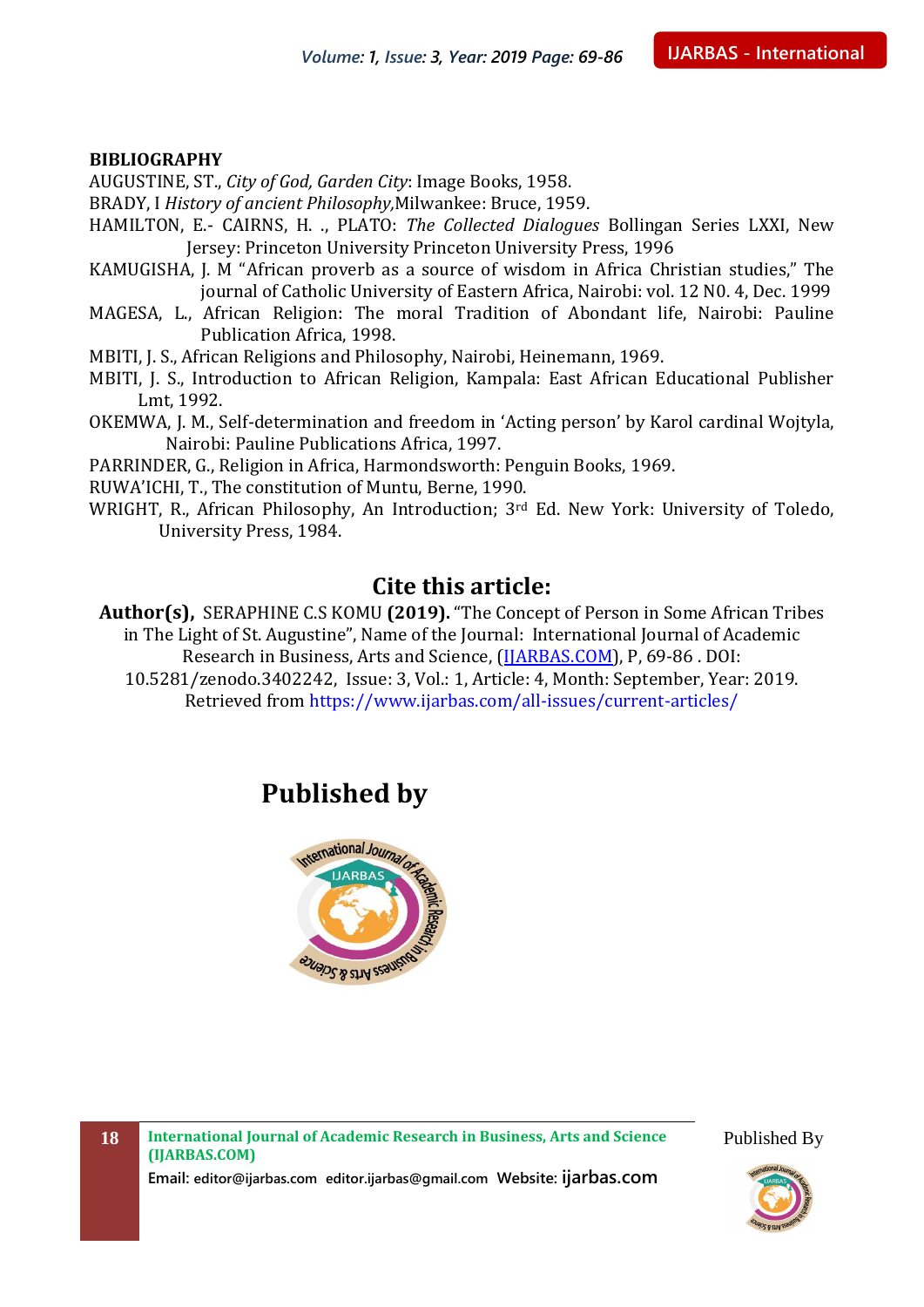**BIBLIOGRAPHY**

AUGUSTINE, ST., *City of God, Garden City*: Image Books, 1958.

BRADY, I *History of ancient Philosophy,*Milwankee: Bruce, 1959.

HAMILTON, E.- CAIRNS, H. ., PLATO: *The Collected Dialogues* Bollingan Series LXXI, New Jersey: Princeton University Princeton University Press, 1996

KAMUGISHA, J. M “African proverb as a source of wisdom in Africa Christian studies,” The journal of Catholic University of Eastern Africa, Nairobi: vol. 12 N0. 4, Dec. 1999

MAGESA, L., African Religion: The moral Tradition of Abondant life, Nairobi: Pauline Publication Africa, 1998.

MBITI, J. S., African Religions and Philosophy, Nairobi, Heinemann, 1969.

MBITI, J. S., Introduction to African Religion, Kampala: East African Educational Publisher Lmt, 1992.

OKEMWA, J. M., Self-determination and freedom in ‘Acting person’ by Karol cardinal Wojtyla, Nairobi: Pauline Publications Africa, 1997.

PARRINDER, G., Religion in Africa, Harmondsworth: Penguin Books, 1969.

RUWA’ICHI, T., The constitution of Muntu, Berne, 1990.

WRIGHT, R., African Philosophy, An Introduction; 3rd Ed. New York: University of Toledo, University Press, 1984.

## Cite this article:

**Author(s),** SERAPHINE C.S KOMU **(2019).** “The Concept of Person in Some African Tribes in The Light of St. Augustine”, Name of the Journal: International Journal of Academic Research in Business, Arts and Science, (IJARBAS.COM), P, 69-86 . DOI: 10.5281/zenodo.3402242, Issue: 3, Vol.: 1, Article: 4, Month: September, Year: 2019. Retrieved from https://www.ijarbas.com/all-issues/current-articles/

## Published by